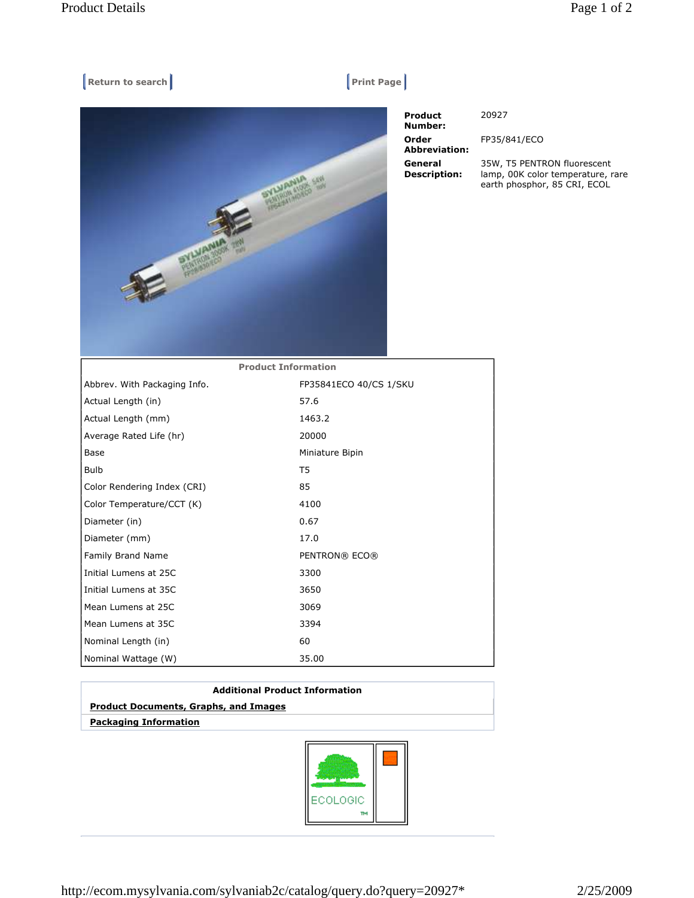Return to search | Print Page

**Product Number:** 20927

**Order Abbreviation:** FP35/841/ECO

**General Description:** 35W, T5 PENTRON fluorescent lamp, 00K color temperature, rare earth phosphor, 85 CRI, ECOL

| Product Information | |
|---|---|
| Abbrev. With Packaging Info. | FP35841ECO 40/CS 1/SKU |
| Actual Length (in) | 57.6 |
| Actual Length (mm) | 1463.2 |
| Average Rated Life (hr) | 20000 |
| Base | Miniature Bipin |
| Bulb | T5 |
| Color Rendering Index (CRI) | 85 |
| Color Temperature/CCT (K) | 4100 |
| Diameter (in) | 0.67 |
| Diameter (mm) | 17.0 |
| Family Brand Name | PENTRON® ECO® |
| Initial Lumens at 25C | 3300 |
| Initial Lumens at 35C | 3650 |
| Mean Lumens at 25C | 3069 |
| Mean Lumens at 35C | 3394 |
| Nominal Length (in) | 60 |
| Nominal Wattage (W) | 35.00 |

**Additional Product Information**

**Product Documents, Graphs, and Images**

**Packaging Information**

ECOLOGIC™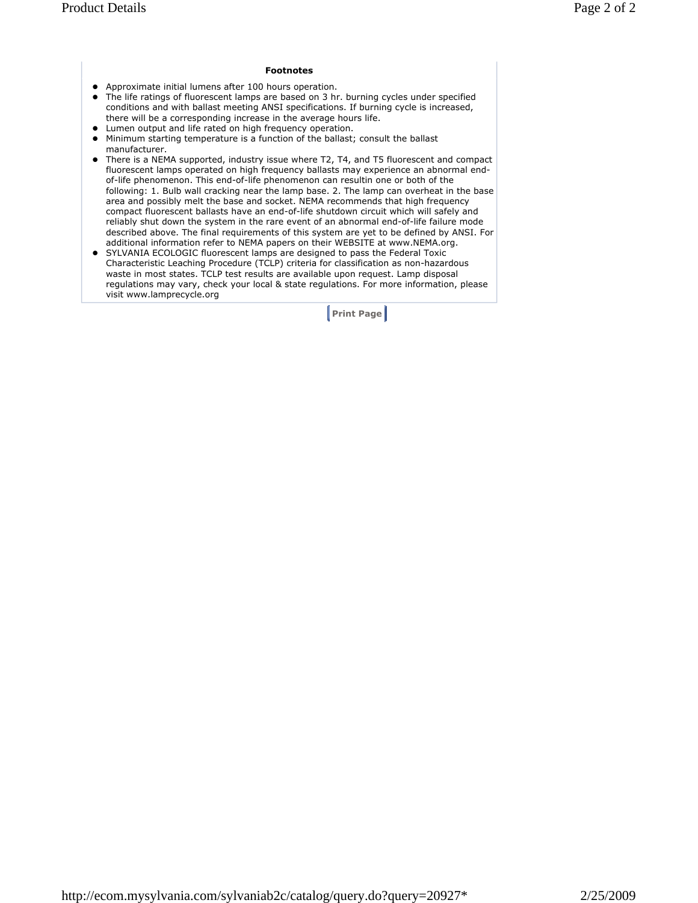### Footnotes

- Approximate initial lumens after 100 hours operation.
- The life ratings of fluorescent lamps are based on 3 hr. burning cycles under specified conditions and with ballast meeting ANSI specifications. If burning cycle is increased, there will be a corresponding increase in the average hours life.
- Lumen output and life rated on high frequency operation.
- Minimum starting temperature is a function of the ballast; consult the ballast manufacturer.
- There is a NEMA supported, industry issue where T2, T4, and T5 fluorescent and compact fluorescent lamps operated on high frequency ballasts may experience an abnormal end-of-life phenomenon. This end-of-life phenomenon can resultin one or both of the following: 1. Bulb wall cracking near the lamp base. 2. The lamp can overheat in the base area and possibly melt the base and socket. NEMA recommends that high frequency compact fluorescent ballasts have an end-of-life shutdown circuit which will safely and reliably shut down the system in the rare event of an abnormal end-of-life failure mode described above. The final requirements of this system are yet to be defined by ANSI. For additional information refer to NEMA papers on their WEBSITE at www.NEMA.org.
- SYLVANIA ECOLOGIC fluorescent lamps are designed to pass the Federal Toxic Characteristic Leaching Procedure (TCLP) criteria for classification as non-hazardous waste in most states. TCLP test results are available upon request. Lamp disposal regulations may vary, check your local & state regulations. For more information, please visit www.lamprecycle.org

Print Page